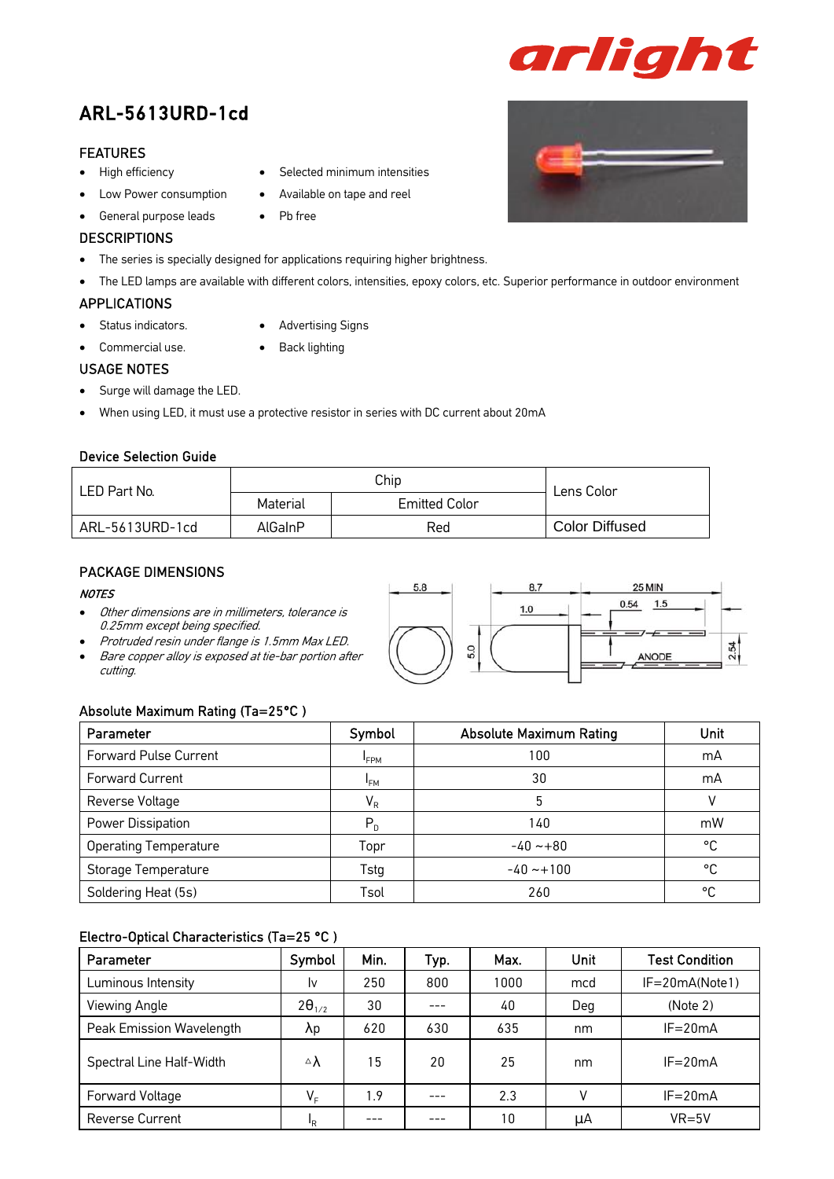arlight

# ARL-5613URD-1cd

## FEATURES

- High efficiency
- Low Power consumption
- General purpose leads
- Selected minimum intensities
- Available on tape and reel
- Pb free

## DESCRIPTIONS

- The series is specially designed for applications requiring higher brightness.
- The LED lamps are available with different colors, intensities, epoxy colors, etc. Superior performance in outdoor environment

## APPLICATIONS

- Status indicators.
- Commercial use.
- Advertising Signs
- Back lighting

## USAGE NOTES

- Surge will damage the LED.
- When using LED, it must use a protective resistor in series with DC current about 20mA

### Device Selection Guide

| LED Part No. | Chip | | Lens Color |
|---|---|---|---|
| | Material | Emitted Color | |
| ARL-5613URD-1cd | AlGaInP | Red | Color Diffused |

## PACKAGE DIMENSIONS

***NOTES***

- *Other dimensions are in millimeters, tolerance is 0.25mm except being specified.*
- *Protruded resin under flange is 1.5mm Max LED.*
- *Bare copper alloy is exposed at tie-bar portion after cutting.*

5.8 8.7 25 MIN 1.0 0.54 1.5 5.0 ANODE 2.54

### Absolute Maximum Rating (Ta=25°C )

| Parameter | Symbol | Absolute Maximum Rating | Unit |
|---|---|---|---|
| Forward Pulse Current | $I_{FPM}$ | 100 | mA |
| Forward Current | $I_{FM}$ | 30 | mA |
| Reverse Voltage | $V_R$ | 5 | V |
| Power Dissipation | $P_D$ | 140 | mW |
| Operating Temperature | Topr | -40 ~+80 | °C |
| Storage Temperature | Tstg | -40 ~+100 | °C |
| Soldering Heat (5s) | Tsol | 260 | °C |

### Electro-Optical Characteristics (Ta=25 °C )

| Parameter | Symbol | Min. | Typ. | Max. | Unit | Test Condition |
|---|---|---|---|---|---|---|
| Luminous Intensity | Iv | 250 | 800 | 1000 | mcd | IF=20mA(Note1) |
| Viewing Angle | $2\theta_{1/2}$ | 30 | --- | 40 | Deg | (Note 2) |
| Peak Emission Wavelength | $\lambda p$ | 620 | 630 | 635 | nm | IF=20mA |
| Spectral Line Half-Width | $\Delta\lambda$ | 15 | 20 | 25 | nm | IF=20mA |
| Forward Voltage | $V_F$ | 1.9 | --- | 2.3 | V | IF=20mA |
| Reverse Current | $I_R$ | --- | --- | 10 | μA | VR=5V |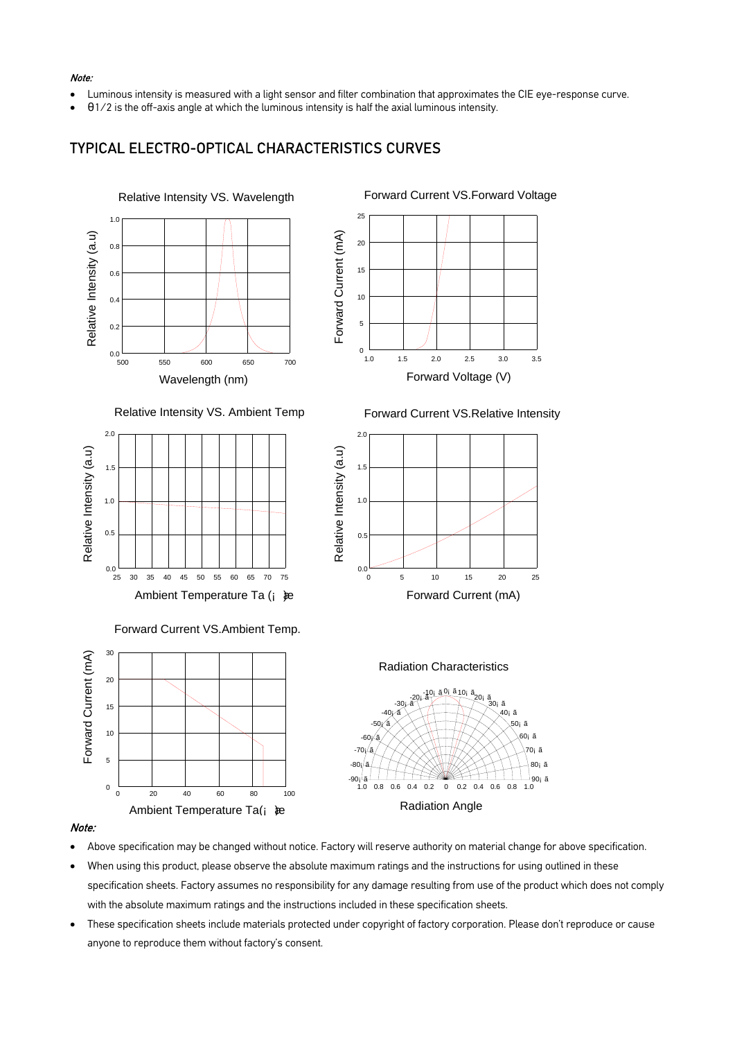***Note:***

- Luminous intensity is measured with a light sensor and filter combination that approximates the CIE eye-response curve.
- θ1/2 is the off-axis angle at which the luminous intensity is half the axial luminous intensity.

## TYPICAL ELECTRO-OPTICAL CHARACTERISTICS CURVES

Relative Intensity VS. Wavelength

Relative Intensity (a.u)

1.0
0.8
0.6
0.4
0.2
0.0

500 550 600 650 700

Wavelength (nm)

Forward Current VS.Forward Voltage

Forward Current (mA)

25
20
15
10
5
0

1.0 1.5 2.0 2.5 3.0 3.5

Forward Voltage (V)

Relative Intensity VS. Ambient Temp

Relative Intensity (a.u)

2.0
1.5
1.0
0.5
0.0

25 30 35 40 45 50 55 60 65 70 75

Ambient Temperature Ta (¡ æ

Forward Current VS.Relative Intensity

Relative Intensity (a.u)

2.0
1.5
1.0
0.5
0.0

0 5 10 15 20 25

Forward Current (mA)

Forward Current VS.Ambient Temp.

Forward Current (mA)

30
20
15
10
5
0

0 20 40 60 80 100

Ambient Temperature Ta(¡ æ

Radiation Characteristics

-10¡ ã 0¡ ã 10¡ ã -20¡ ã 20¡ ã -30¡ ã 30¡ ã -40¡ ã 40¡ ã -50¡ ã 50¡ ã -60¡ ã 60¡ ã -70¡ ã 70¡ ã -80¡ ã 80¡ ã -90¡ ã 90¡ ã

1.0 0.8 0.6 0.4 0.2 0 0.2 0.4 0.6 0.8 1.0

Radiation Angle

***Note:***

- Above specification may be changed without notice. Factory will reserve authority on material change for above specification.
- When using this product, please observe the absolute maximum ratings and the instructions for using outlined in these specification sheets. Factory assumes no responsibility for any damage resulting from use of the product which does not comply with the absolute maximum ratings and the instructions included in these specification sheets.
- These specification sheets include materials protected under copyright of factory corporation. Please don't reproduce or cause anyone to reproduce them without factory's consent.